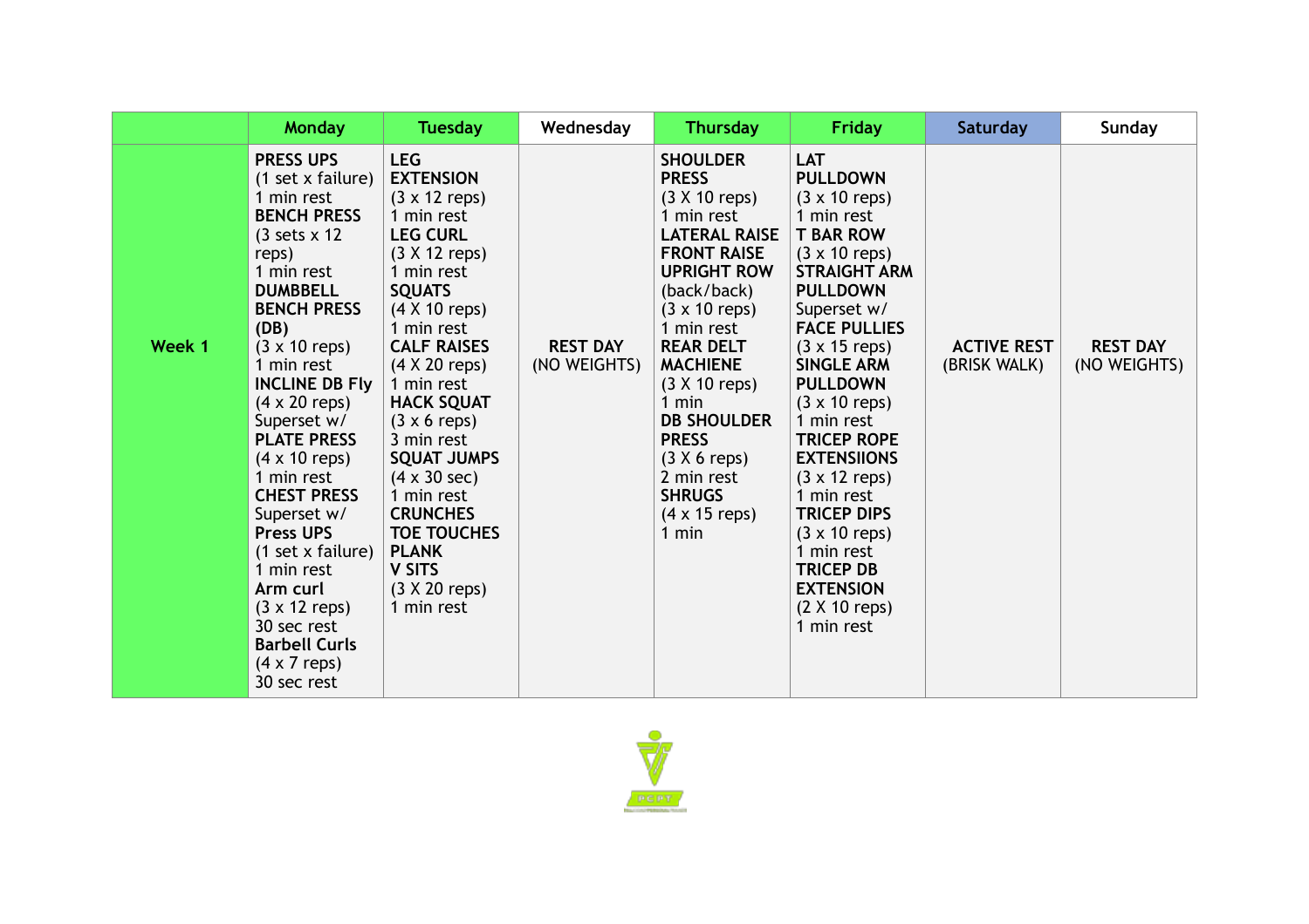| | Monday | Tuesday | Wednesday | Thursday | Friday | Saturday | Sunday |
|---|---|---|---|---|---|---|---|
| **Week 1** | **PRESS UPS**<br>(1 set x failure)<br>1 min rest<br>**BENCH PRESS**<br>(3 sets x 12 reps)<br>1 min rest<br>**DUMBBELL BENCH PRESS (DB)**<br>(3 x 10 reps)<br>1 min rest<br>**INCLINE DB Fly**<br>(4 x 20 reps)<br>Superset w/<br>**PLATE PRESS**<br>(4 x 10 reps)<br>1 min rest<br>**CHEST PRESS**<br>Superset w/<br>**Press UPS**<br>(1 set x failure)<br>1 min rest<br>**Arm curl**<br>(3 x 12 reps)<br>30 sec rest<br>**Barbell Curls**<br>(4 x 7 reps)<br>30 sec rest | **LEG EXTENSION**<br>(3 x 12 reps)<br>1 min rest<br>**LEG CURL**<br>(3 X 12 reps)<br>1 min rest<br>**SQUATS**<br>(4 X 10 reps)<br>1 min rest<br>**CALF RAISES**<br>(4 X 20 reps)<br>1 min rest<br>**HACK SQUAT**<br>(3 x 6 reps)<br>3 min rest<br>**SQUAT JUMPS**<br>(4 x 30 sec)<br>1 min rest<br>**CRUNCHES**<br>**TOE TOUCHES**<br>**PLANK**<br>**V SITS**<br>(3 X 20 reps)<br>1 min rest | **REST DAY**<br>(NO WEIGHTS) | **SHOULDER PRESS**<br>(3 X 10 reps)<br>1 min rest<br>**LATERAL RAISE**<br>**FRONT RAISE**<br>**UPRIGHT ROW**<br>(back/back)<br>(3 x 10 reps)<br>1 min rest<br>**REAR DELT MACHIENE**<br>(3 X 10 reps)<br>1 min<br>**DB SHOULDER PRESS**<br>(3 X 6 reps)<br>2 min rest<br>**SHRUGS**<br>(4 x 15 reps)<br>1 min | **LAT PULLDOWN**<br>(3 x 10 reps)<br>1 min rest<br>**T BAR ROW**<br>(3 x 10 reps)<br>**STRAIGHT ARM PULLDOWN**<br>Superset w/<br>**FACE PULLIES**<br>(3 x 15 reps)<br>**SINGLE ARM PULLDOWN**<br>(3 x 10 reps)<br>1 min rest<br>**TRICEP ROPE EXTENSIIONS**<br>(3 x 12 reps)<br>1 min rest<br>**TRICEP DIPS**<br>(3 x 10 reps)<br>1 min rest<br>**TRICEP DB EXTENSION**<br>(2 X 10 reps)<br>1 min rest | **ACTIVE REST**<br>(BRISK WALK) | **REST DAY**<br>(NO WEIGHTS) |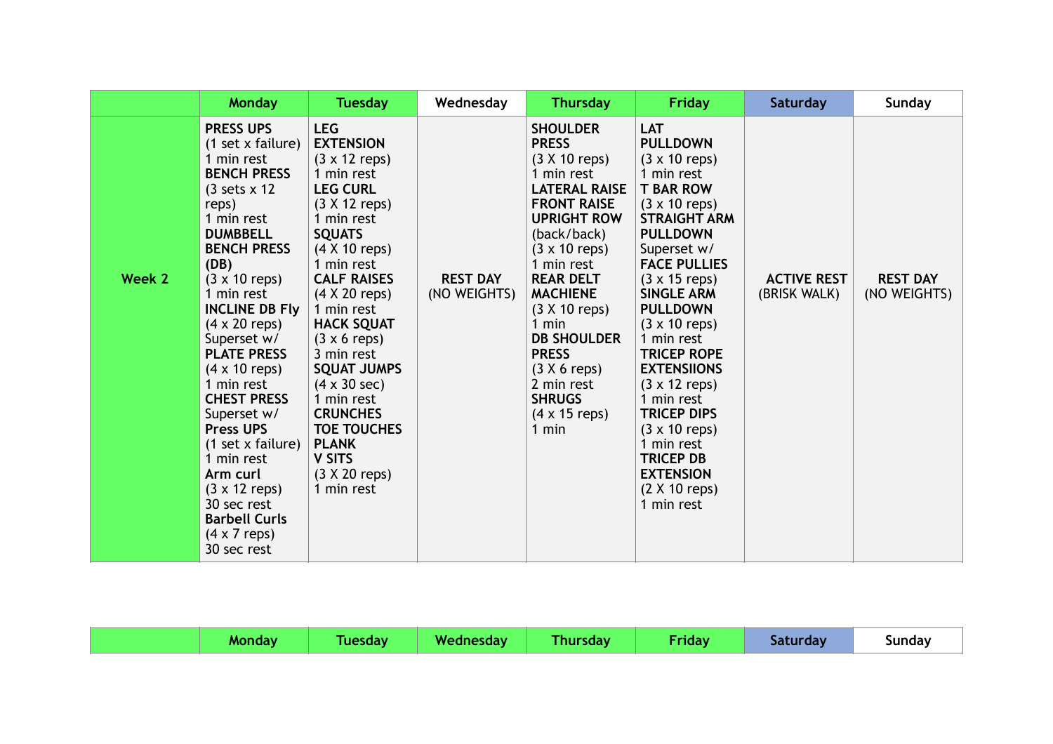| | Monday | Tuesday | Wednesday | Thursday | Friday | Saturday | Sunday |
|---|---|---|---|---|---|---|---|
| **Week 2** | **PRESS UPS** (1 set x failure) 1 min rest **BENCH PRESS** (3 sets x 12 reps) 1 min rest **DUMBBELL BENCH PRESS (DB)** (3 x 10 reps) 1 min rest **INCLINE DB Fly** (4 x 20 reps) Superset w/ **PLATE PRESS** (4 x 10 reps) 1 min rest **CHEST PRESS** Superset w/ **Press UPS** (1 set x failure) 1 min rest **Arm curl** (3 x 12 reps) 30 sec rest **Barbell Curls** (4 x 7 reps) 30 sec rest | **LEG EXTENSION** (3 x 12 reps) 1 min rest **LEG CURL** (3 X 12 reps) 1 min rest **SQUATS** (4 X 10 reps) 1 min rest **CALF RAISES** (4 X 20 reps) 1 min rest **HACK SQUAT** (3 x 6 reps) 3 min rest **SQUAT JUMPS** (4 x 30 sec) 1 min rest **CRUNCHES** **TOE TOUCHES** **PLANK** **V SITS** (3 X 20 reps) 1 min rest | **REST DAY** (NO WEIGHTS) | **SHOULDER PRESS** (3 X 10 reps) 1 min rest **LATERAL RAISE** **FRONT RAISE** **UPRIGHT ROW** (back/back) (3 x 10 reps) 1 min rest **REAR DELT MACHIENE** (3 X 10 reps) 1 min **DB SHOULDER PRESS** (3 X 6 reps) 2 min rest **SHRUGS** (4 x 15 reps) 1 min | **LAT PULLDOWN** (3 x 10 reps) 1 min rest **T BAR ROW** (3 x 10 reps) **STRAIGHT ARM PULLDOWN** Superset w/ **FACE PULLIES** (3 x 15 reps) **SINGLE ARM PULLDOWN** (3 x 10 reps) 1 min rest **TRICEP ROPE EXTENSIIONS** (3 x 12 reps) 1 min rest **TRICEP DIPS** (3 x 10 reps) 1 min rest **TRICEP DB EXTENSION** (2 X 10 reps) 1 min rest | **ACTIVE REST** (BRISK WALK) | **REST DAY** (NO WEIGHTS) |

| | Monday | Tuesday | Wednesday | Thursday | Friday | Saturday | Sunday |
|---|---|---|---|---|---|---|---|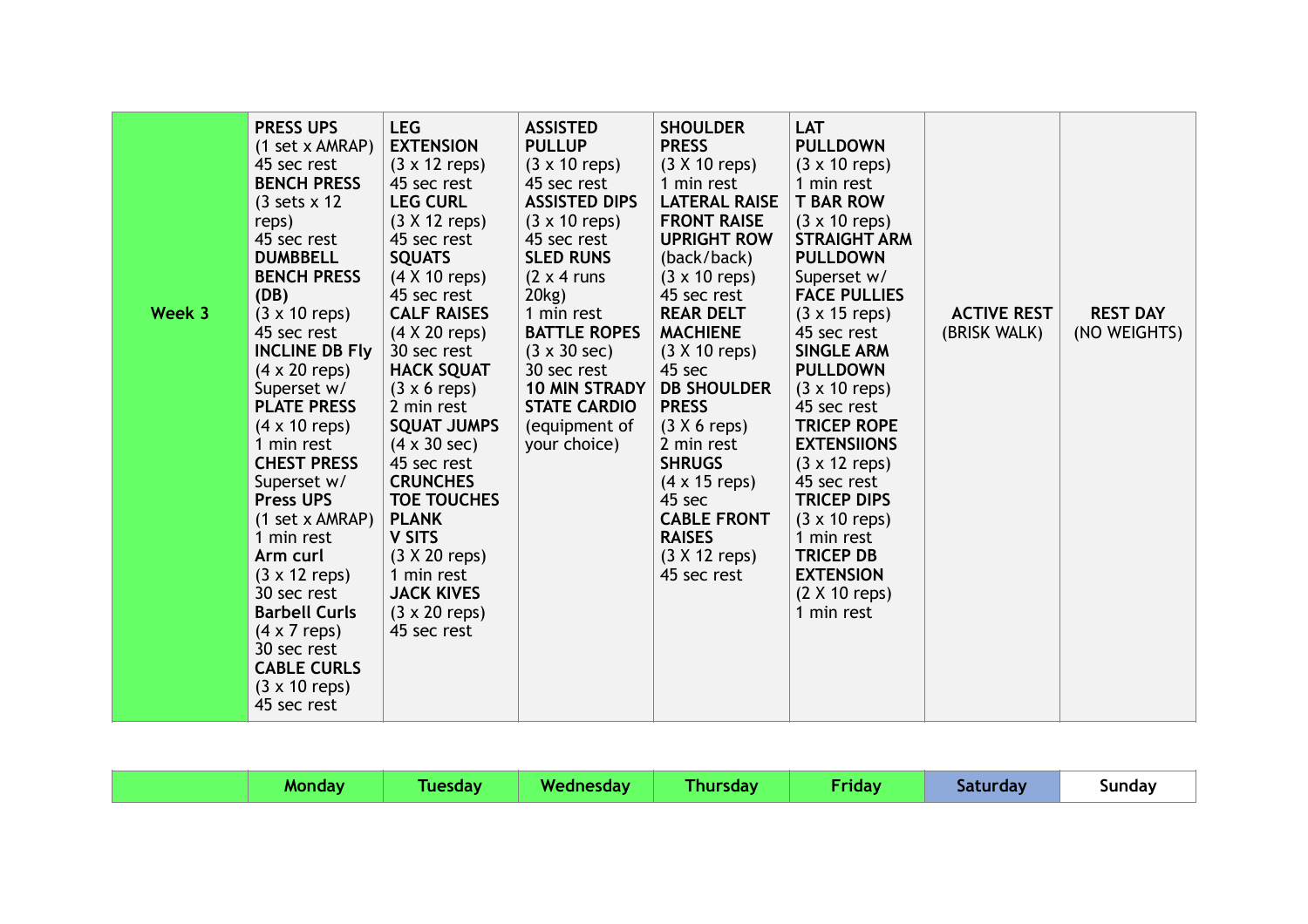|  | Monday | Tuesday | Wednesday | Thursday | Friday | Saturday | Sunday |
|---|---|---|---|---|---|---|---|
| **Week 3** | **PRESS UPS** (1 set x AMRAP) 45 sec rest **BENCH PRESS** (3 sets x 12 reps) 45 sec rest **DUMBBELL BENCH PRESS (DB)** (3 x 10 reps) 45 sec rest **INCLINE DB Fly** (4 x 20 reps) Superset w/ **PLATE PRESS** (4 x 10 reps) 1 min rest **CHEST PRESS** Superset w/ **Press UPS** (1 set x AMRAP) 1 min rest **Arm curl** (3 x 12 reps) 30 sec rest **Barbell Curls** (4 x 7 reps) 30 sec rest **CABLE CURLS** (3 x 10 reps) 45 sec rest | **LEG EXTENSION** (3 x 12 reps) 45 sec rest **LEG CURL** (3 X 12 reps) 45 sec rest **SQUATS** (4 X 10 reps) 45 sec rest **CALF RAISES** (4 X 20 reps) 30 sec rest **HACK SQUAT** (3 x 6 reps) 2 min rest **SQUAT JUMPS** (4 x 30 sec) 45 sec rest **CRUNCHES** **TOE TOUCHES** **PLANK** **V SITS** (3 X 20 reps) 1 min rest **JACK KIVES** (3 x 20 reps) 45 sec rest | **ASSISTED PULLUP** (3 x 10 reps) 45 sec rest **ASSISTED DIPS** (3 x 10 reps) 45 sec rest **SLED RUNS** (2 x 4 runs 20kg) 1 min rest **BATTLE ROPES** (3 x 30 sec) 30 sec rest **10 MIN STRADY STATE CARDIO** (equipment of your choice) | **SHOULDER PRESS** (3 X 10 reps) 1 min rest **LATERAL RAISE** **FRONT RAISE** **UPRIGHT ROW** (back/back) (3 x 10 reps) 45 sec rest **REAR DELT MACHIENE** (3 X 10 reps) 45 sec **DB SHOULDER PRESS** (3 X 6 reps) 2 min rest **SHRUGS** (4 x 15 reps) 45 sec **CABLE FRONT RAISES** (3 X 12 reps) 45 sec rest | **LAT PULLDOWN** (3 x 10 reps) 1 min rest **T BAR ROW** (3 x 10 reps) **STRAIGHT ARM PULLDOWN** Superset w/ **FACE PULLIES** (3 x 15 reps) 45 sec rest **SINGLE ARM PULLDOWN** (3 x 10 reps) 45 sec rest **TRICEP ROPE EXTENSIIONS** (3 x 12 reps) 45 sec rest **TRICEP DIPS** (3 x 10 reps) 1 min rest **TRICEP DB EXTENSION** (2 X 10 reps) 1 min rest | **ACTIVE REST** (BRISK WALK) | **REST DAY** (NO WEIGHTS) |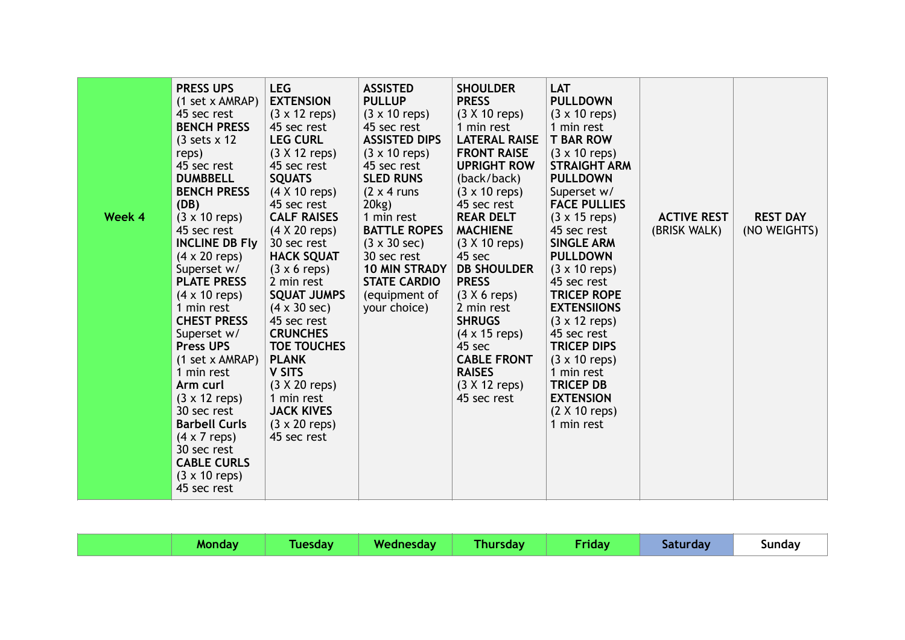| Week 4 | **PRESS UPS** (1 set x AMRAP) 45 sec rest **BENCH PRESS** (3 sets x 12 reps) 45 sec rest **DUMBBELL BENCH PRESS (DB)** (3 x 10 reps) 45 sec rest **INCLINE DB Fly** (4 x 20 reps) Superset w/ **PLATE PRESS** (4 x 10 reps) 1 min rest **CHEST PRESS** Superset w/ **Press UPS** (1 set x AMRAP) 1 min rest **Arm curl** (3 x 12 reps) 30 sec rest **Barbell Curls** (4 x 7 reps) 30 sec rest **CABLE CURLS** (3 x 10 reps) 45 sec rest | **LEG EXTENSION** (3 x 12 reps) 45 sec rest **LEG CURL** (3 X 12 reps) 45 sec rest **SQUATS** (4 X 10 reps) 45 sec rest **CALF RAISES** (4 X 20 reps) 30 sec rest **HACK SQUAT** (3 x 6 reps) 2 min rest **SQUAT JUMPS** (4 x 30 sec) 45 sec rest **CRUNCHES** **TOE TOUCHES** **PLANK** **V SITS** (3 X 20 reps) 1 min rest **JACK KIVES** (3 x 20 reps) 45 sec rest | **ASSISTED PULLUP** (3 x 10 reps) 45 sec rest **ASSISTED DIPS** (3 x 10 reps) 45 sec rest **SLED RUNS** (2 x 4 runs 20kg) 1 min rest **BATTLE ROPES** (3 x 30 sec) 30 sec rest **10 MIN STRADY STATE CARDIO** (equipment of your choice) | **SHOULDER PRESS** (3 X 10 reps) 1 min rest **LATERAL RAISE** **FRONT RAISE** **UPRIGHT ROW** (back/back) (3 x 10 reps) 45 sec rest **REAR DELT MACHIENE** (3 X 10 reps) 45 sec **DB SHOULDER PRESS** (3 X 6 reps) 2 min rest **SHRUGS** (4 x 15 reps) 45 sec **CABLE FRONT RAISES** (3 X 12 reps) 45 sec rest | **LAT PULLDOWN** (3 x 10 reps) 1 min rest **T BAR ROW** (3 x 10 reps) **STRAIGHT ARM PULLDOWN** Superset w/ **FACE PULLIES** (3 x 15 reps) 45 sec rest **SINGLE ARM PULLDOWN** (3 x 10 reps) 45 sec rest **TRICEP ROPE EXTENSIIONS** (3 x 12 reps) 45 sec rest **TRICEP DIPS** (3 x 10 reps) 1 min rest **TRICEP DB EXTENSION** (2 X 10 reps) 1 min rest | **ACTIVE REST** (BRISK WALK) | **REST DAY** (NO WEIGHTS) |
|---|---|---|---|---|---|---|---|
| | **Monday** | **Tuesday** | **Wednesday** | **Thursday** | **Friday** | **Saturday** | **Sunday** |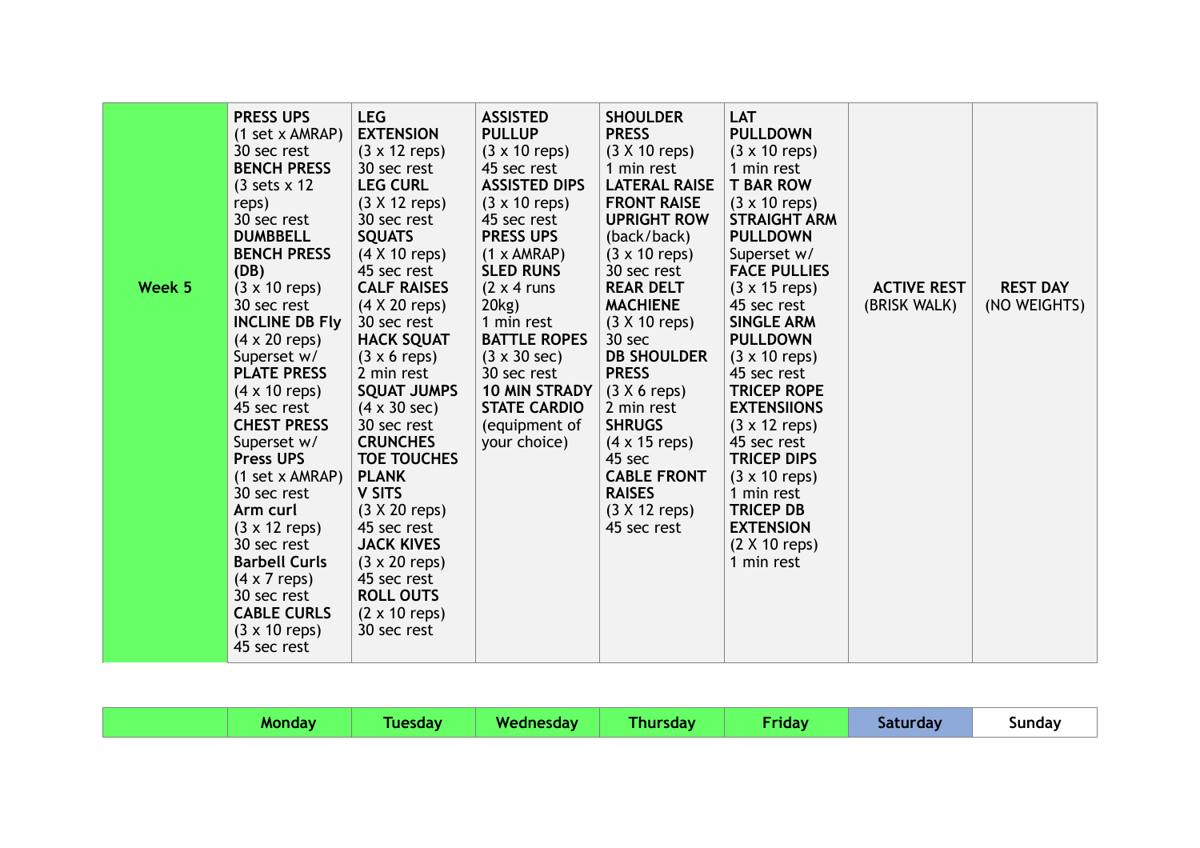| | Monday | Tuesday | Wednesday | Thursday | Friday | Saturday | Sunday |
|---|---|---|---|---|---|---|---|
| **Week 5** | **PRESS UPS** (1 set x AMRAP) 30 sec rest **BENCH PRESS** (3 sets x 12 reps) 30 sec rest **DUMBBELL BENCH PRESS (DB)** (3 x 10 reps) 30 sec rest **INCLINE DB Fly** (4 x 20 reps) Superset w/ **PLATE PRESS** (4 x 10 reps) 45 sec rest **CHEST PRESS** Superset w/ **Press UPS** (1 set x AMRAP) 30 sec rest **Arm curl** (3 x 12 reps) 30 sec rest **Barbell Curls** (4 x 7 reps) 30 sec rest **CABLE CURLS** (3 x 10 reps) 45 sec rest | **LEG EXTENSION** (3 x 12 reps) 30 sec rest **LEG CURL** (3 X 12 reps) 30 sec rest **SQUATS** (4 X 10 reps) 45 sec rest **CALF RAISES** (4 X 20 reps) 30 sec rest **HACK SQUAT** (3 x 6 reps) 2 min rest **SQUAT JUMPS** (4 x 30 sec) 30 sec rest **CRUNCHES** **TOE TOUCHES** **PLANK** **V SITS** (3 X 20 reps) 45 sec rest **JACK KIVES** (3 x 20 reps) 45 sec rest **ROLL OUTS** (2 x 10 reps) 30 sec rest | **ASSISTED PULLUP** (3 x 10 reps) 45 sec rest **ASSISTED DIPS** (3 x 10 reps) 45 sec rest **PRESS UPS** (1 x AMRAP) **SLED RUNS** (2 x 4 runs 20kg) 1 min rest **BATTLE ROPES** (3 x 30 sec) 30 sec rest **10 MIN STRADY STATE CARDIO** (equipment of your choice) | **SHOULDER PRESS** (3 X 10 reps) 1 min rest **LATERAL RAISE** **FRONT RAISE** **UPRIGHT ROW** (back/back) (3 x 10 reps) 30 sec rest **REAR DELT MACHIENE** (3 X 10 reps) 30 sec **DB SHOULDER PRESS** (3 X 6 reps) 2 min rest **SHRUGS** (4 x 15 reps) 45 sec **CABLE FRONT RAISES** (3 X 12 reps) 45 sec rest | **LAT PULLDOWN** (3 x 10 reps) 1 min rest **T BAR ROW** (3 x 10 reps) **STRAIGHT ARM PULLDOWN** Superset w/ **FACE PULLIES** (3 x 15 reps) 45 sec rest **SINGLE ARM PULLDOWN** (3 x 10 reps) 45 sec rest **TRICEP ROPE EXTENSIIONS** (3 x 12 reps) 45 sec rest **TRICEP DIPS** (3 x 10 reps) 1 min rest **TRICEP DB EXTENSION** (2 X 10 reps) 1 min rest | **ACTIVE REST** (BRISK WALK) | **REST DAY** (NO WEIGHTS) |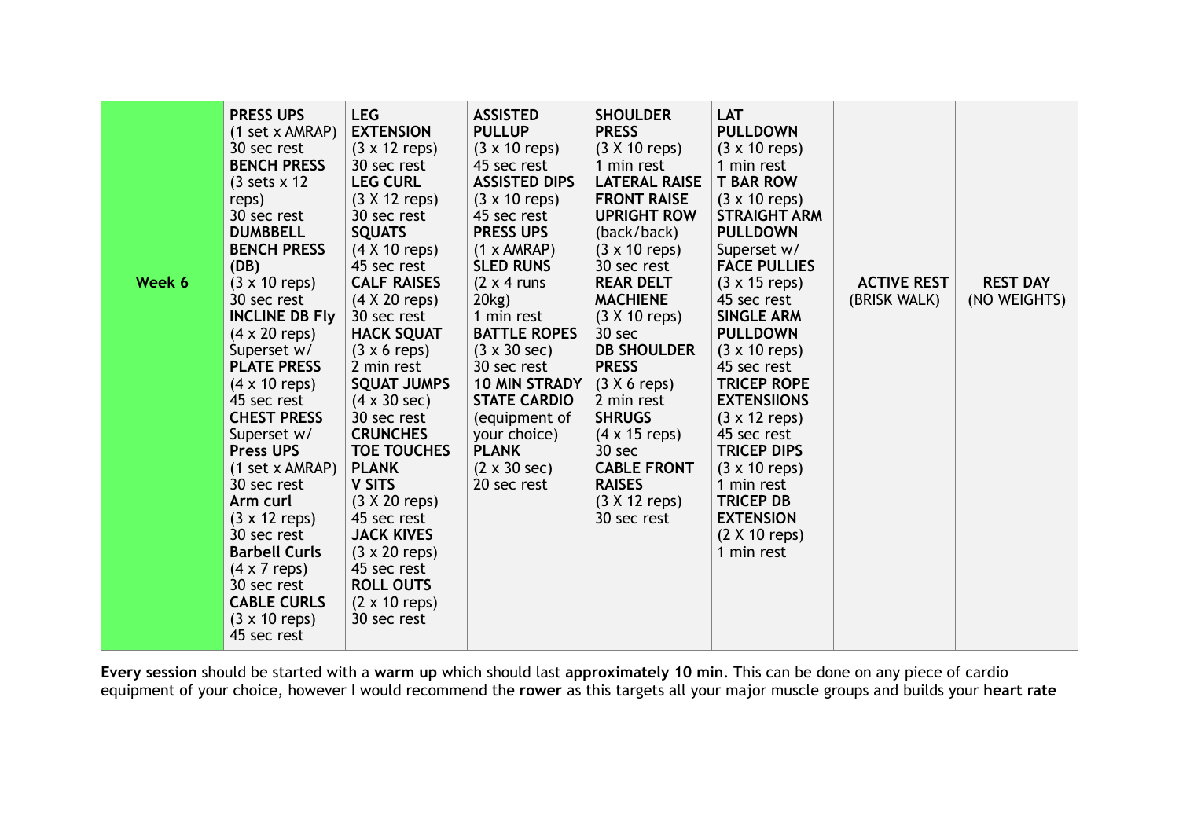| Week 6 | | | | | | | |
|---|---|---|---|---|---|---|---|
| **Week 6** | **PRESS UPS** (1 set x AMRAP) 30 sec rest **BENCH PRESS** (3 sets x 12 reps) 30 sec rest **DUMBBELL BENCH PRESS (DB)** (3 x 10 reps) 30 sec rest **INCLINE DB Fly** (4 x 20 reps) Superset w/ **PLATE PRESS** (4 x 10 reps) 45 sec rest **CHEST PRESS** Superset w/ **Press UPS** (1 set x AMRAP) 30 sec rest **Arm curl** (3 x 12 reps) 30 sec rest **Barbell Curls** (4 x 7 reps) 30 sec rest **CABLE CURLS** (3 x 10 reps) 45 sec rest | **LEG EXTENSION** (3 x 12 reps) 30 sec rest **LEG CURL** (3 X 12 reps) 30 sec rest **SQUATS** (4 X 10 reps) 45 sec rest **CALF RAISES** (4 X 20 reps) 30 sec rest **HACK SQUAT** (3 x 6 reps) 2 min rest **SQUAT JUMPS** (4 x 30 sec) 30 sec rest **CRUNCHES** **TOE TOUCHES** **PLANK** **V SITS** (3 X 20 reps) 45 sec rest **JACK KIVES** (3 x 20 reps) 45 sec rest **ROLL OUTS** (2 x 10 reps) 30 sec rest | **ASSISTED PULLUP** (3 x 10 reps) 45 sec rest **ASSISTED DIPS** (3 x 10 reps) 45 sec rest **PRESS UPS** (1 x AMRAP) **SLED RUNS** (2 x 4 runs 20kg) 1 min rest **BATTLE ROPES** (3 x 30 sec) 30 sec rest **10 MIN STRADY STATE CARDIO** (equipment of your choice) **PLANK** (2 x 30 sec) 20 sec rest | **SHOULDER PRESS** (3 X 10 reps) 1 min rest **LATERAL RAISE** **FRONT RAISE** **UPRIGHT ROW** (back/back) (3 x 10 reps) 30 sec rest **REAR DELT MACHIENE** (3 X 10 reps) 30 sec **DB SHOULDER PRESS** (3 X 6 reps) 2 min rest **SHRUGS** (4 x 15 reps) 30 sec **CABLE FRONT RAISES** (3 X 12 reps) 30 sec rest | **LAT PULLDOWN** (3 x 10 reps) 1 min rest **T BAR ROW** (3 x 10 reps) **STRAIGHT ARM PULLDOWN** Superset w/ **FACE PULLIES** (3 x 15 reps) 45 sec rest **SINGLE ARM PULLDOWN** (3 x 10 reps) 45 sec rest **TRICEP ROPE EXTENSIIONS** (3 x 12 reps) 45 sec rest **TRICEP DIPS** (3 x 10 reps) 1 min rest **TRICEP DB EXTENSION** (2 X 10 reps) 1 min rest | **ACTIVE REST** (BRISK WALK) | **REST DAY** (NO WEIGHTS) |

**Every session** should be started with a **warm up** which should last **approximately 10 min**. This can be done on any piece of cardio equipment of your choice, however I would recommend the **rower** as this targets all your major muscle groups and builds your **heart rate**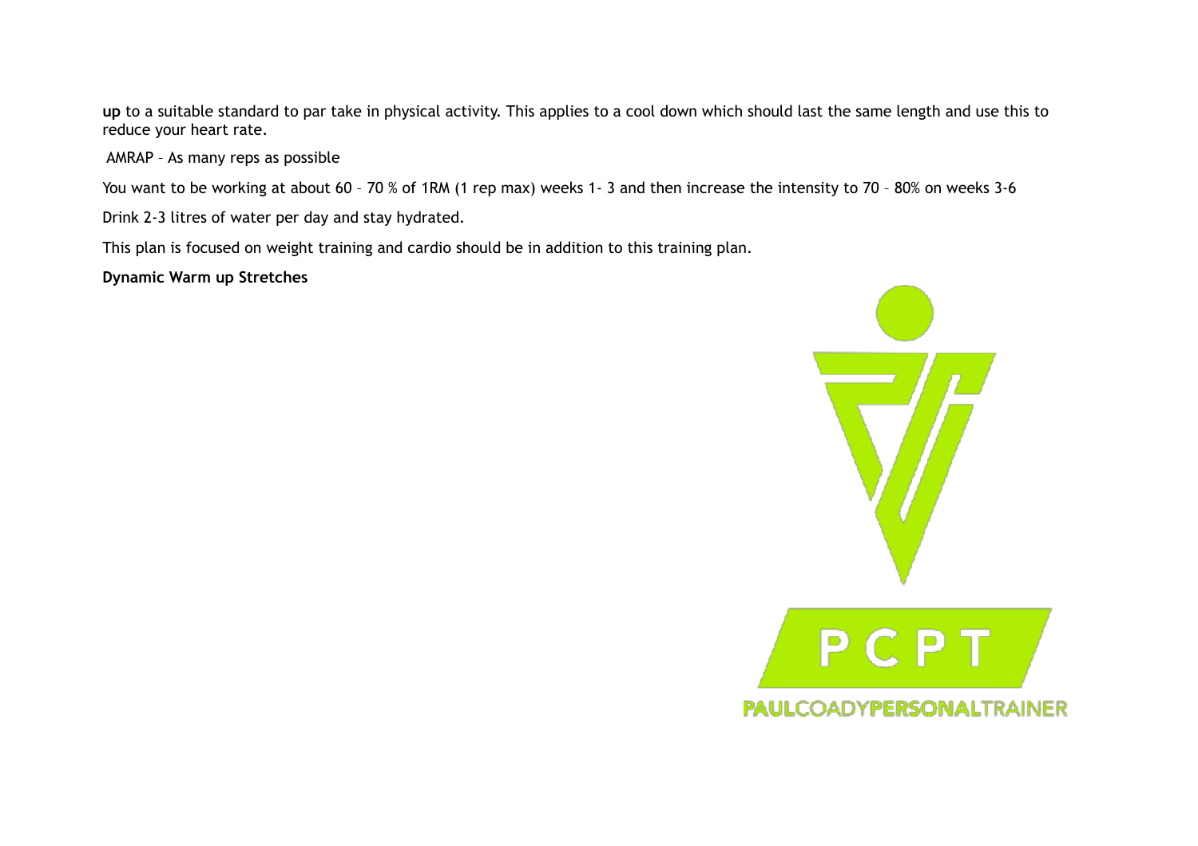**up** to a suitable standard to par take in physical activity. This applies to a cool down which should last the same length and use this to reduce your heart rate.

AMRAP – As many reps as possible

You want to be working at about 60 – 70 % of 1RM (1 rep max) weeks 1- 3 and then increase the intensity to 70 – 80% on weeks 3-6

Drink 2-3 litres of water per day and stay hydrated.

This plan is focused on weight training and cardio should be in addition to this training plan.

**Dynamic Warm up Stretches**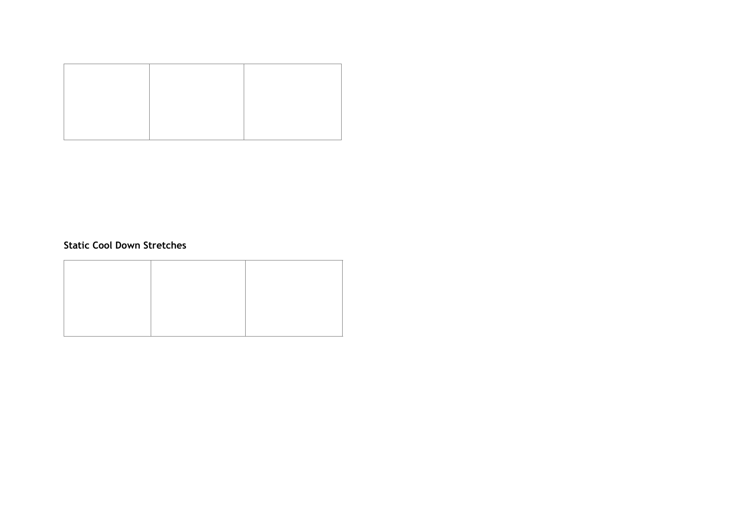| | | |
|---|---|---|
| | | |

**Static Cool Down Stretches**

| | | |
|---|---|---|
| | | |